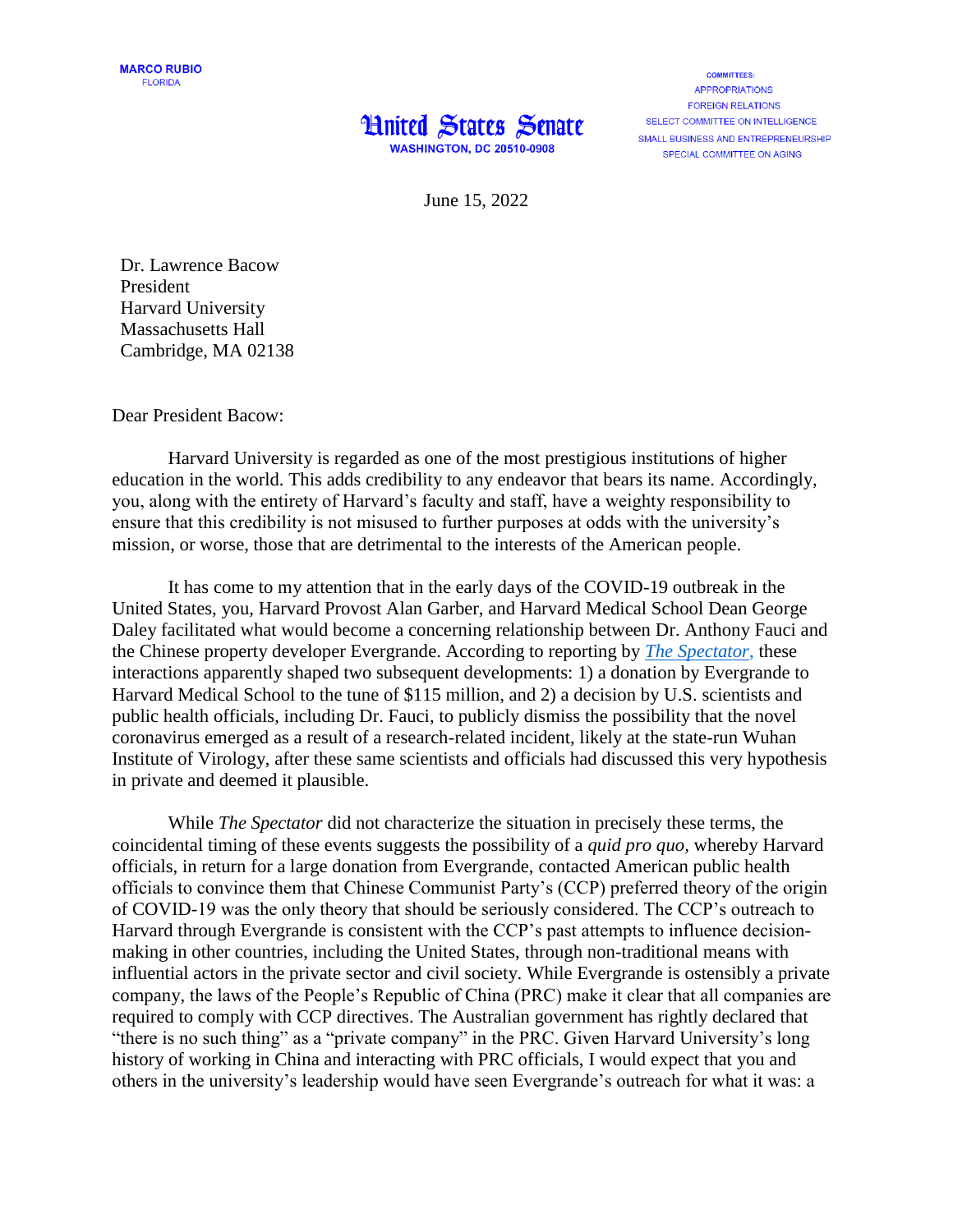MARCO RUBIO
FLORIDA

# United States Senate

WASHINGTON, DC 20510-0908

COMMITTEES:
APPROPRIATIONS
FOREIGN RELATIONS
SELECT COMMITTEE ON INTELLIGENCE
SMALL BUSINESS AND ENTREPRENEURSHIP
SPECIAL COMMITTEE ON AGING

June 15, 2022

Dr. Lawrence Bacow
President
Harvard University
Massachusetts Hall
Cambridge, MA 02138

Dear President Bacow:

Harvard University is regarded as one of the most prestigious institutions of higher education in the world. This adds credibility to any endeavor that bears its name. Accordingly, you, along with the entirety of Harvard's faculty and staff, have a weighty responsibility to ensure that this credibility is not misused to further purposes at odds with the university's mission, or worse, those that are detrimental to the interests of the American people.

It has come to my attention that in the early days of the COVID-19 outbreak in the United States, you, Harvard Provost Alan Garber, and Harvard Medical School Dean George Daley facilitated what would become a concerning relationship between Dr. Anthony Fauci and the Chinese property developer Evergrande. According to reporting by *The Spectator*, these interactions apparently shaped two subsequent developments: 1) a donation by Evergrande to Harvard Medical School to the tune of $115 million, and 2) a decision by U.S. scientists and public health officials, including Dr. Fauci, to publicly dismiss the possibility that the novel coronavirus emerged as a result of a research-related incident, likely at the state-run Wuhan Institute of Virology, after these same scientists and officials had discussed this very hypothesis in private and deemed it plausible.

While *The Spectator* did not characterize the situation in precisely these terms, the coincidental timing of these events suggests the possibility of a *quid pro quo*, whereby Harvard officials, in return for a large donation from Evergrande, contacted American public health officials to convince them that Chinese Communist Party's (CCP) preferred theory of the origin of COVID-19 was the only theory that should be seriously considered. The CCP's outreach to Harvard through Evergrande is consistent with the CCP's past attempts to influence decision-making in other countries, including the United States, through non-traditional means with influential actors in the private sector and civil society. While Evergrande is ostensibly a private company, the laws of the People's Republic of China (PRC) make it clear that all companies are required to comply with CCP directives. The Australian government has rightly declared that "there is no such thing" as a "private company" in the PRC. Given Harvard University's long history of working in China and interacting with PRC officials, I would expect that you and others in the university's leadership would have seen Evergrande's outreach for what it was: a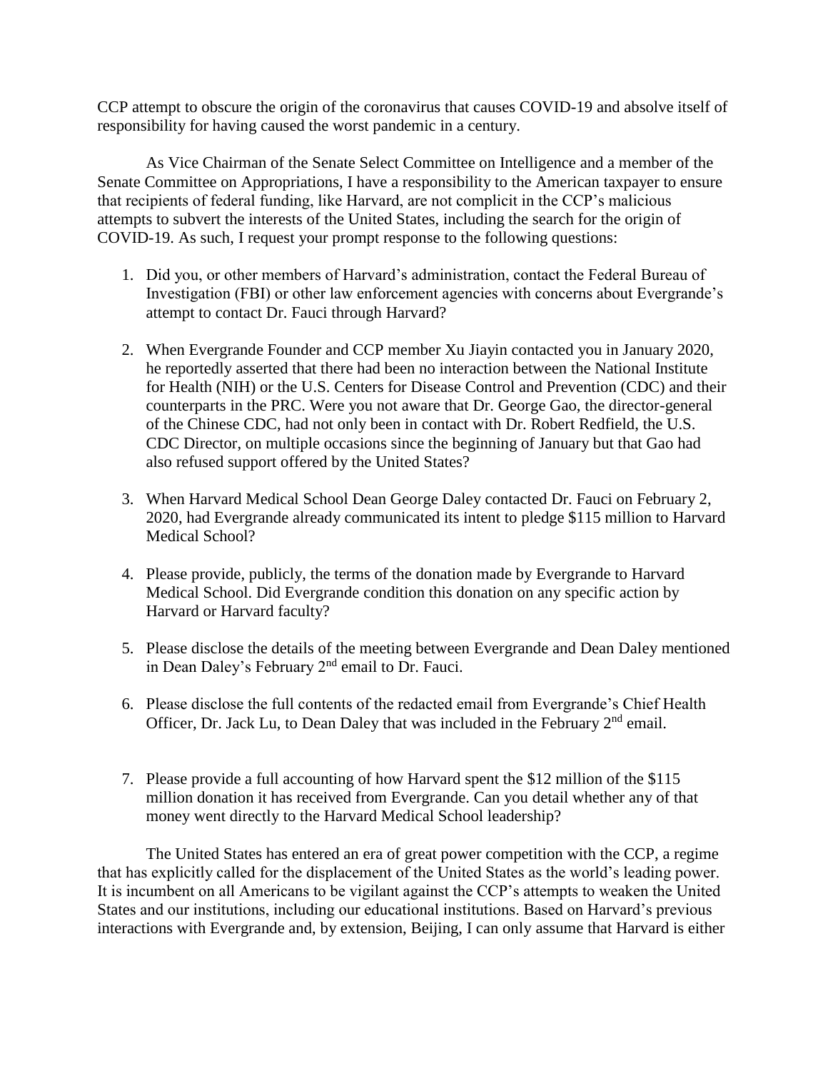CCP attempt to obscure the origin of the coronavirus that causes COVID-19 and absolve itself of responsibility for having caused the worst pandemic in a century.

As Vice Chairman of the Senate Select Committee on Intelligence and a member of the Senate Committee on Appropriations, I have a responsibility to the American taxpayer to ensure that recipients of federal funding, like Harvard, are not complicit in the CCP's malicious attempts to subvert the interests of the United States, including the search for the origin of COVID-19. As such, I request your prompt response to the following questions:

1. Did you, or other members of Harvard's administration, contact the Federal Bureau of Investigation (FBI) or other law enforcement agencies with concerns about Evergrande's attempt to contact Dr. Fauci through Harvard?

2. When Evergrande Founder and CCP member Xu Jiayin contacted you in January 2020, he reportedly asserted that there had been no interaction between the National Institute for Health (NIH) or the U.S. Centers for Disease Control and Prevention (CDC) and their counterparts in the PRC. Were you not aware that Dr. George Gao, the director-general of the Chinese CDC, had not only been in contact with Dr. Robert Redfield, the U.S. CDC Director, on multiple occasions since the beginning of January but that Gao had also refused support offered by the United States?

3. When Harvard Medical School Dean George Daley contacted Dr. Fauci on February 2, 2020, had Evergrande already communicated its intent to pledge $115 million to Harvard Medical School?

4. Please provide, publicly, the terms of the donation made by Evergrande to Harvard Medical School. Did Evergrande condition this donation on any specific action by Harvard or Harvard faculty?

5. Please disclose the details of the meeting between Evergrande and Dean Daley mentioned in Dean Daley's February 2nd email to Dr. Fauci.

6. Please disclose the full contents of the redacted email from Evergrande's Chief Health Officer, Dr. Jack Lu, to Dean Daley that was included in the February 2nd email.

7. Please provide a full accounting of how Harvard spent the $12 million of the $115 million donation it has received from Evergrande. Can you detail whether any of that money went directly to the Harvard Medical School leadership?

The United States has entered an era of great power competition with the CCP, a regime that has explicitly called for the displacement of the United States as the world's leading power. It is incumbent on all Americans to be vigilant against the CCP's attempts to weaken the United States and our institutions, including our educational institutions. Based on Harvard's previous interactions with Evergrande and, by extension, Beijing, I can only assume that Harvard is either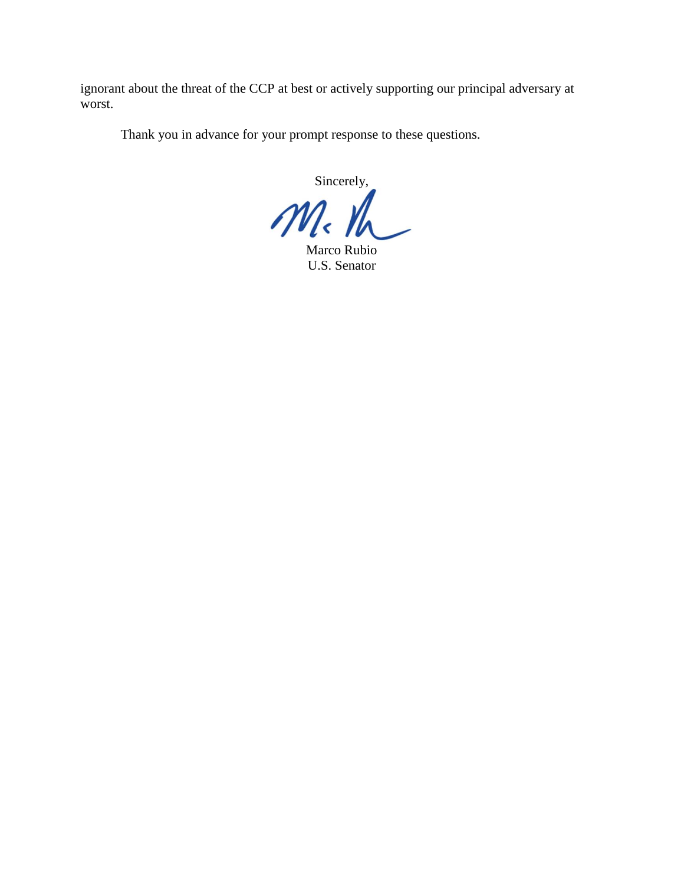ignorant about the threat of the CCP at best or actively supporting our principal adversary at worst.

Thank you in advance for your prompt response to these questions.

Sincerely,

Marco Rubio
U.S. Senator